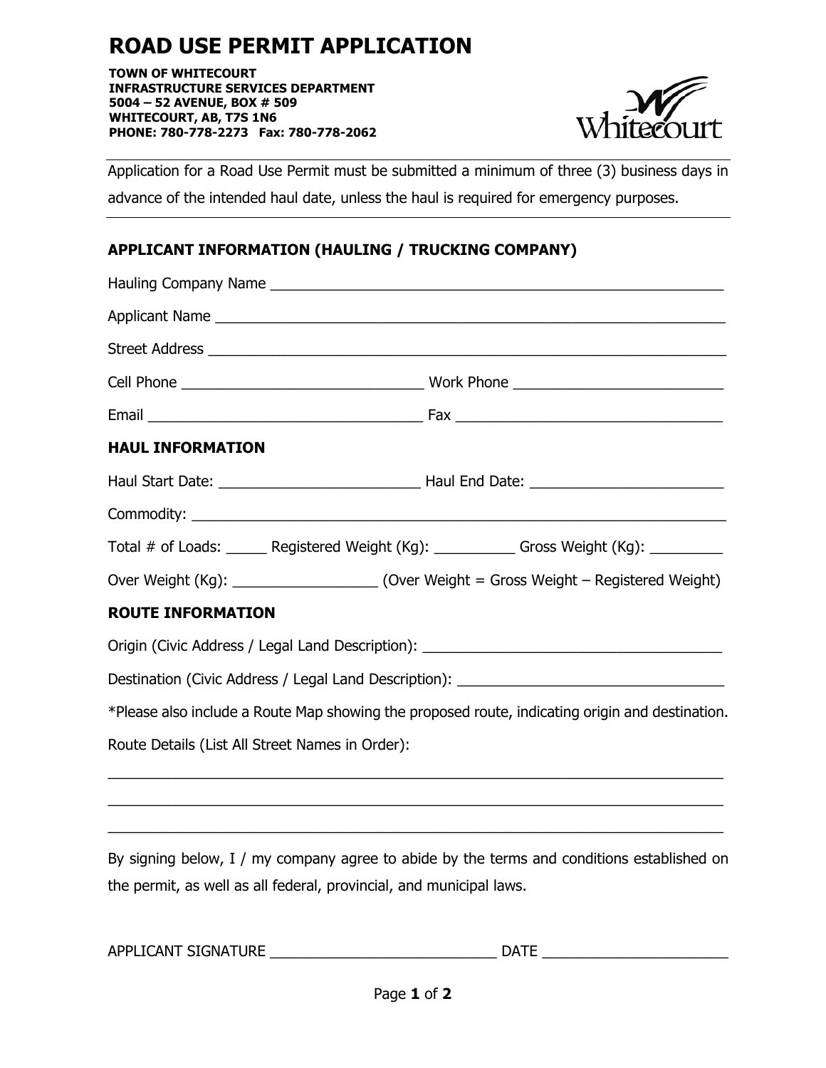# ROAD USE PERMIT APPLICATION

**TOWN OF WHITECOURT**
**INFRASTRUCTURE SERVICES DEPARTMENT**
**5004 – 52 AVENUE, BOX # 509**
**WHITECOURT, AB, T7S 1N6**
**PHONE: 780-778-2273 Fax: 780-778-2062**

Application for a Road Use Permit must be submitted a minimum of three (3) business days in advance of the intended haul date, unless the haul is required for emergency purposes.

## APPLICANT INFORMATION (HAULING / TRUCKING COMPANY)

Hauling Company Name ____________________________________________________________

Applicant Name _________________________________________________________________

Street Address __________________________________________________________________

Cell Phone ______________________________ Work Phone __________________________

Email __________________________________ Fax _________________________________

## HAUL INFORMATION

Haul Start Date: _________________________ Haul End Date: ________________________

Commodity: _____________________________________________________________________

Total # of Loads: _____ Registered Weight (Kg): __________ Gross Weight (Kg): _________

Over Weight (Kg): __________________ (Over Weight = Gross Weight – Registered Weight)

## ROUTE INFORMATION

Origin (Civic Address / Legal Land Description): _____________________________________

Destination (Civic Address / Legal Land Description): _________________________________

*Please also include a Route Map showing the proposed route, indicating origin and destination.

Route Details (List All Street Names in Order):

___________________________________________________________________________

___________________________________________________________________________

___________________________________________________________________________

By signing below, I / my company agree to abide by the terms and conditions established on the permit, as well as all federal, provincial, and municipal laws.

APPLICANT SIGNATURE ____________________________ DATE _______________________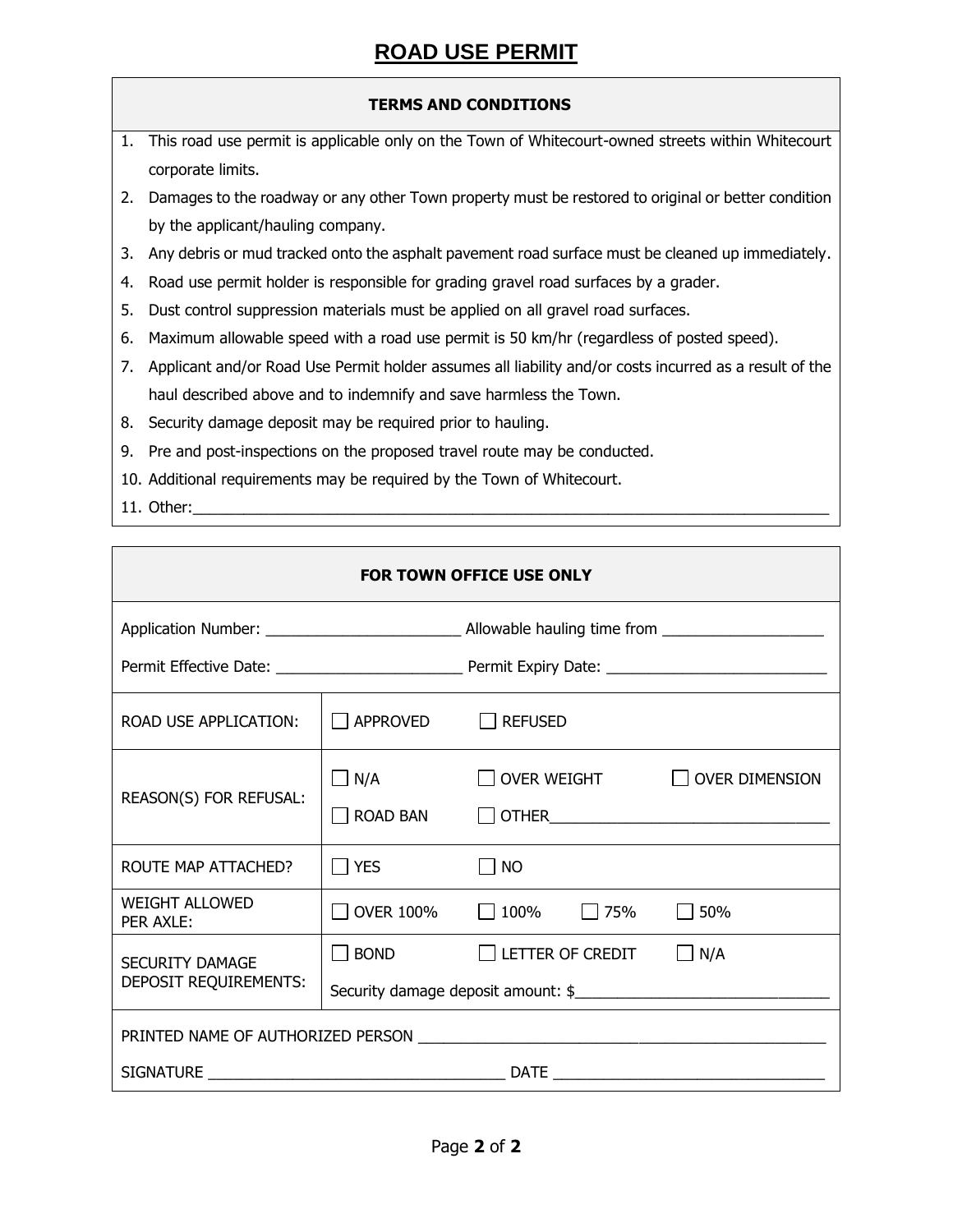# ROAD USE PERMIT

**TERMS AND CONDITIONS**

1. This road use permit is applicable only on the Town of Whitecourt-owned streets within Whitecourt corporate limits.
2. Damages to the roadway or any other Town property must be restored to original or better condition by the applicant/hauling company.
3. Any debris or mud tracked onto the asphalt pavement road surface must be cleaned up immediately.
4. Road use permit holder is responsible for grading gravel road surfaces by a grader.
5. Dust control suppression materials must be applied on all gravel road surfaces.
6. Maximum allowable speed with a road use permit is 50 km/hr (regardless of posted speed).
7. Applicant and/or Road Use Permit holder assumes all liability and/or costs incurred as a result of the haul described above and to indemnify and save harmless the Town.
8. Security damage deposit may be required prior to hauling.
9. Pre and post-inspections on the proposed travel route may be conducted.
10. Additional requirements may be required by the Town of Whitecourt.
11. Other:\_\_\_\_\_\_\_\_\_\_\_\_\_\_\_\_\_\_\_\_\_\_\_\_\_\_\_\_\_\_\_\_\_\_\_\_\_\_\_\_

**FOR TOWN OFFICE USE ONLY**

Application Number: \_\_\_\_\_\_\_\_\_\_\_\_\_\_\_\_\_\_\_\_ Allowable hauling time from \_\_\_\_\_\_\_\_\_\_\_\_\_\_\_\_

Permit Effective Date: \_\_\_\_\_\_\_\_\_\_\_\_\_\_\_\_\_\_\_\_ Permit Expiry Date: \_\_\_\_\_\_\_\_\_\_\_\_\_\_\_\_\_\_\_\_

| | |
|---|---|
| ROAD USE APPLICATION: | ☐ APPROVED ☐ REFUSED |
| REASON(S) FOR REFUSAL: | ☐ N/A ☐ OVER WEIGHT ☐ OVER DIMENSION<br>☐ ROAD BAN ☐ OTHER\_\_\_\_\_\_\_\_\_\_\_\_\_\_\_\_\_\_\_\_ |
| ROUTE MAP ATTACHED? | ☐ YES ☐ NO |
| WEIGHT ALLOWED PER AXLE: | ☐ OVER 100% ☐ 100% ☐ 75% ☐ 50% |
| SECURITY DAMAGE DEPOSIT REQUIREMENTS: | ☐ BOND ☐ LETTER OF CREDIT ☐ N/A<br>Security damage deposit amount: $\_\_\_\_\_\_\_\_\_\_\_\_\_\_\_\_\_\_\_\_ |

PRINTED NAME OF AUTHORIZED PERSON \_\_\_\_\_\_\_\_\_\_\_\_\_\_\_\_\_\_\_\_\_\_\_\_\_\_\_\_\_\_

SIGNATURE \_\_\_\_\_\_\_\_\_\_\_\_\_\_\_\_\_\_\_\_\_\_\_\_ DATE \_\_\_\_\_\_\_\_\_\_\_\_\_\_\_\_\_\_\_\_